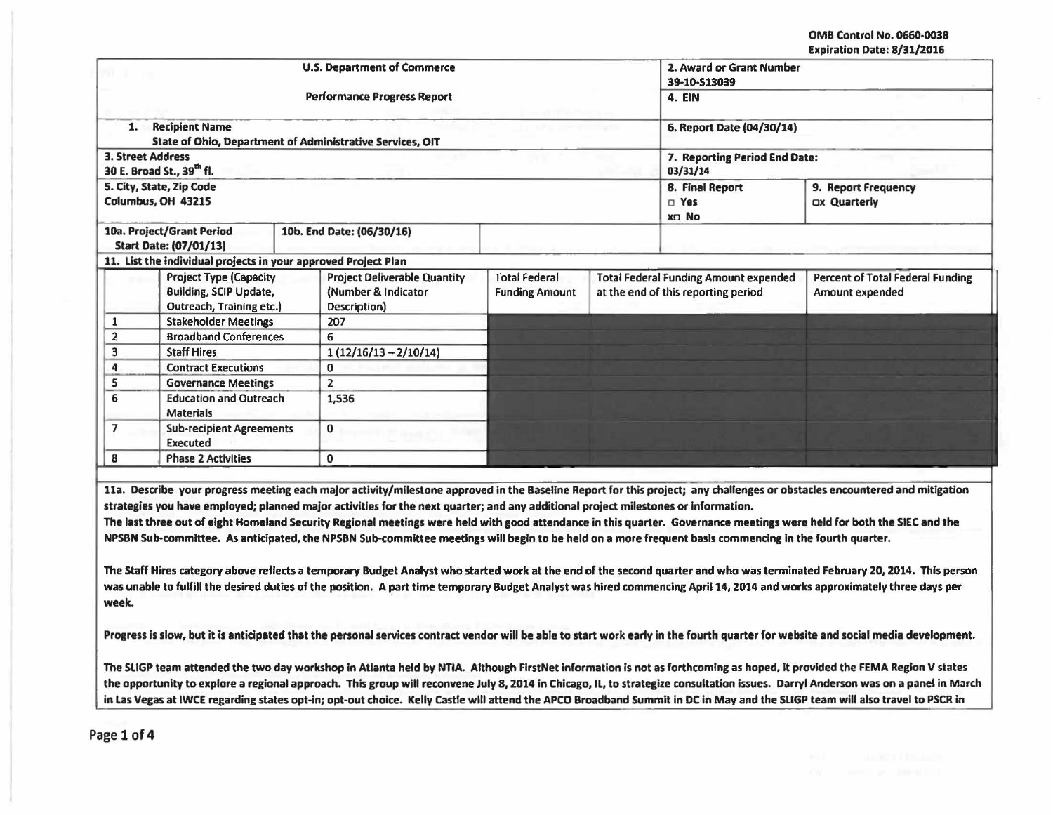OMB Control No. 0660-0038
Expiration Date: 8/31/2016

| U.S. Department of Commerce<br><br>Performance Progress Report | | 2. Award or Grant Number<br>39-10-S13039 | |
|---|---|---|---|
| | | 4. EIN | |
| 1. Recipient Name<br>State of Ohio, Department of Administrative Services, OIT | | 6. Report Date (04/30/14) | |
| 3. Street Address<br>30 E. Broad St., 39th fl. | | 7. Reporting Period End Date:<br>03/31/14 | |
| 5. City, State, Zip Code<br>Columbus, OH 43215 | | 8. Final Report<br>□ Yes<br>x□ No | 9. Report Frequency<br>□x Quarterly |
| 10a. Project/Grant Period<br>Start Date: (07/01/13) | 10b. End Date: (06/30/16) | | |

11. List the individual projects in your approved Project Plan

| | Project Type (Capacity Building, SCIP Update, Outreach, Training etc.) | Project Deliverable Quantity (Number & Indicator Description) | Total Federal Funding Amount | Total Federal Funding Amount expended at the end of this reporting period | Percent of Total Federal Funding Amount expended |
|---|---|---|---|---|---|
| 1 | Stakeholder Meetings | 207 | | | |
| 2 | Broadband Conferences | 6 | | | |
| 3 | Staff Hires | 1 (12/16/13 – 2/10/14) | | | |
| 4 | Contract Executions | 0 | | | |
| 5 | Governance Meetings | 2 | | | |
| 6 | Education and Outreach Materials | 1,536 | | | |
| 7 | Sub-recipient Agreements Executed | 0 | | | |
| 8 | Phase 2 Activities | 0 | | | |

**11a. Describe your progress meeting each major activity/milestone approved in the Baseline Report for this project; any challenges or obstacles encountered and mitigation strategies you have employed; planned major activities for the next quarter; and any additional project milestones or information.**

The last three out of eight Homeland Security Regional meetings were held with good attendance in this quarter. Governance meetings were held for both the SIEC and the NPSBN Sub-committee. As anticipated, the NPSBN Sub-committee meetings will begin to be held on a more frequent basis commencing in the fourth quarter.

The Staff Hires category above reflects a temporary Budget Analyst who started work at the end of the second quarter and who was terminated February 20, 2014. This person was unable to fulfill the desired duties of the position. A part time temporary Budget Analyst was hired commencing April 14, 2014 and works approximately three days per week.

Progress is slow, but it is anticipated that the personal services contract vendor will be able to start work early in the fourth quarter for website and social media development.

The SLIGP team attended the two day workshop in Atlanta held by NTIA. Although FirstNet information is not as forthcoming as hoped, it provided the FEMA Region V states the opportunity to explore a regional approach. This group will reconvene July 8, 2014 in Chicago, IL, to strategize consultation issues. Darryl Anderson was on a panel in March in Las Vegas at IWCE regarding states opt-in; opt-out choice. Kelly Castle will attend the APCO Broadband Summit in DC in May and the SLIGP team will also travel to PSCR in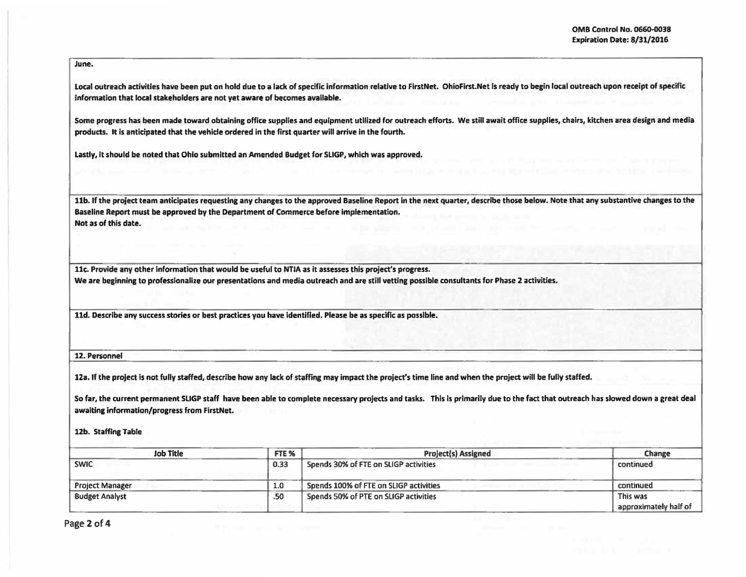June.

Local outreach activities have been put on hold due to a lack of specific information relative to FirstNet. OhioFirst.Net is ready to begin local outreach upon receipt of specific information that local stakeholders are not yet aware of becomes available.

Some progress has been made toward obtaining office supplies and equipment utilized for outreach efforts. We still await office supplies, chairs, kitchen area design and media products. It is anticipated that the vehicle ordered in the first quarter will arrive in the fourth.

Lastly, it should be noted that Ohio submitted an Amended Budget for SLIGP, which was approved.

**11b. If the project team anticipates requesting any changes to the approved Baseline Report in the next quarter, describe those below. Note that any substantive changes to the Baseline Report must be approved by the Department of Commerce before implementation.**

Not as of this date.

**11c. Provide any other information that would be useful to NTIA as it assesses this project's progress.**

We are beginning to professionalize our presentations and media outreach and are still vetting possible consultants for Phase 2 activities.

**11d. Describe any success stories or best practices you have identified. Please be as specific as possible.**

## 12. Personnel

**12a. If the project is not fully staffed, describe how any lack of staffing may impact the project's time line and when the project will be fully staffed.**

So far, the current permanent SLIGP staff have been able to complete necessary projects and tasks. This is primarily due to the fact that outreach has slowed down a great deal awaiting information/progress from FirstNet.

**12b. Staffing Table**

| Job Title | FTE % | Project(s) Assigned | Change |
|---|---|---|---|
| SWIC | 0.33 | Spends 30% of FTE on SLIGP activities | continued |
| Project Manager | 1.0 | Spends 100% of FTE on SLIGP activities | continued |
| Budget Analyst | .50 | Spends 50% of PTE on SLIGP activities | This was approximately half of |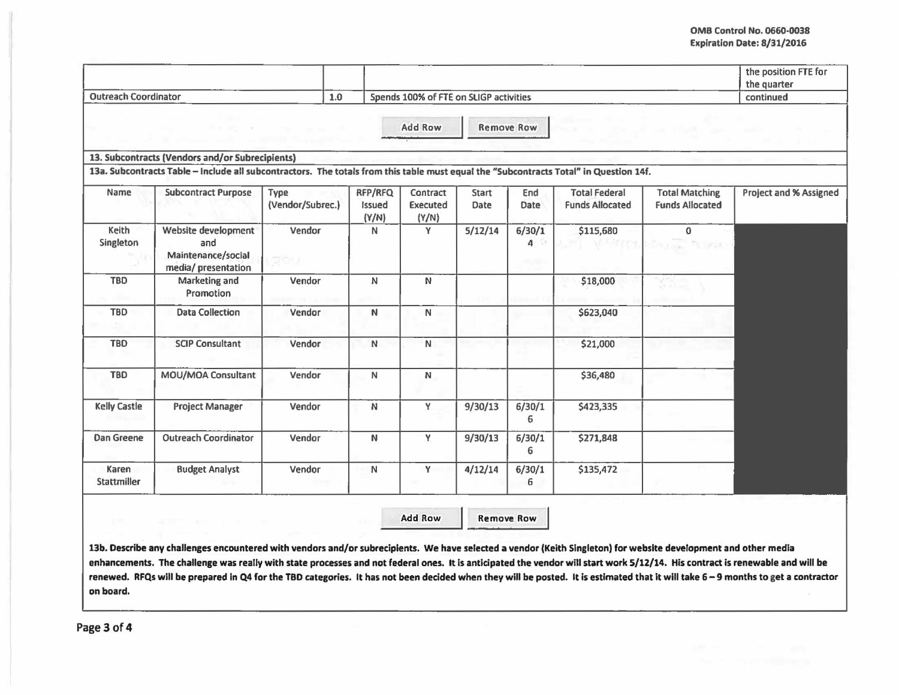| | | | the position FTE for the quarter |
|---|---|---|---|
| Outreach Coordinator | 1.0 | Spends 100% of FTE on SLIGP activities | continued |

Add Row | Remove Row

**13. Subcontracts (Vendors and/or Subrecipients)**

**13a. Subcontracts Table – Include all subcontractors. The totals from this table must equal the "Subcontracts Total" in Question 14f.**

| Name | Subcontract Purpose | Type (Vendor/Subrec.) | RFP/RFQ Issued (Y/N) | Contract Executed (Y/N) | Start Date | End Date | Total Federal Funds Allocated | Total Matching Funds Allocated | Project and % Assigned |
|---|---|---|---|---|---|---|---|---|---|
| Keith Singleton | Website development and Maintenance/social media/ presentation | Vendor | N | Y | 5/12/14 | 6/30/14 | $115,680 | 0 | |
| TBD | Marketing and Promotion | Vendor | N | N | | | $18,000 | | |
| TBD | Data Collection | Vendor | N | N | | | $623,040 | | |
| TBD | SCIP Consultant | Vendor | N | N | | | $21,000 | | |
| TBD | MOU/MOA Consultant | Vendor | N | N | | | $36,480 | | |
| Kelly Castle | Project Manager | Vendor | N | Y | 9/30/13 | 6/30/16 | $423,335 | | |
| Dan Greene | Outreach Coordinator | Vendor | N | Y | 9/30/13 | 6/30/16 | $271,848 | | |
| Karen Stattmiller | Budget Analyst | Vendor | N | Y | 4/12/14 | 6/30/16 | $135,472 | | |

Add Row | Remove Row

**13b. Describe any challenges encountered with vendors and/or subrecipients. We have selected a vendor (Keith Singleton) for website development and other media enhancements. The challenge was really with state processes and not federal ones. It is anticipated the vendor will start work 5/12/14. His contract is renewable and will be renewed. RFQs will be prepared in Q4 for the TBD categories. It has not been decided when they will be posted. It is estimated that it will take 6 – 9 months to get a contractor on board.**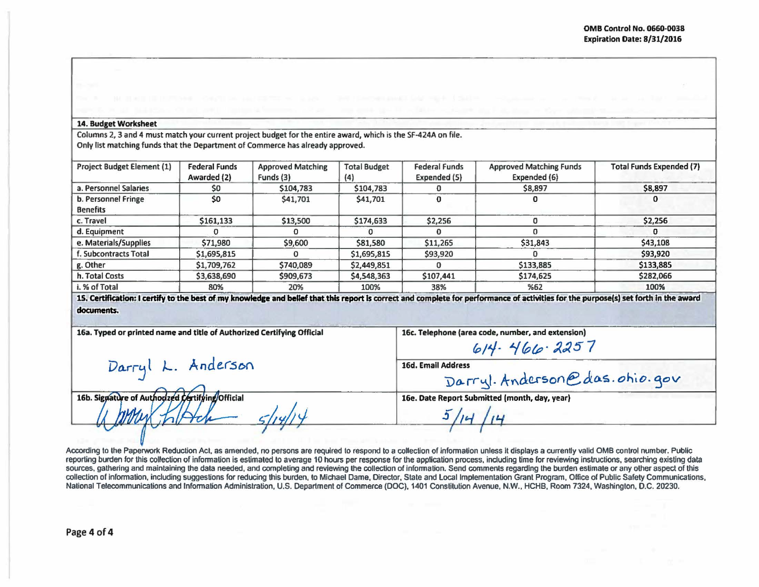OMB Control No. 0660-0038
Expiration Date: 8/31/2016

**14. Budget Worksheet**

Columns 2, 3 and 4 must match your current project budget for the entire award, which is the SF-424A on file.
Only list matching funds that the Department of Commerce has already approved.

| Project Budget Element (1) | Federal Funds Awarded (2) | Approved Matching Funds (3) | Total Budget (4) | Federal Funds Expended (5) | Approved Matching Funds Expended (6) | Total Funds Expended (7) |
|---|---|---|---|---|---|---|
| a. Personnel Salaries | $0 | $104,783 | $104,783 | 0 | $8,897 | $8,897 |
| b. Personnel Fringe Benefits | $0 | $41,701 | $41,701 | 0 | 0 | 0 |
| c. Travel | $161,133 | $13,500 | $174,633 | $2,256 | 0 | $2,256 |
| d. Equipment | 0 | 0 | 0 | 0 | 0 | 0 |
| e. Materials/Supplies | $71,980 | $9,600 | $81,580 | $11,265 | $31,843 | $43,108 |
| f. Subcontracts Total | $1,695,815 | 0 | $1,695,815 | $93,920 | 0 | $93,920 |
| g. Other | $1,709,762 | $740,089 | $2,449,851 | 0 | $133,885 | $133,885 |
| h. Total Costs | $3,638,690 | $909,673 | $4,548,363 | $107,441 | $174,625 | $282,066 |
| i. % of Total | 80% | 20% | 100% | 38% | %62 | 100% |

**15. Certification: I certify to the best of my knowledge and belief that this report is correct and complete for performance of activities for the purpose(s) set forth in the award documents.**

| | |
|---|---|
| **16a. Typed or printed name and title of Authorized Certifying Official** Darryl L. Anderson | **16c. Telephone (area code, number, and extension)** 614-466-2257 |
| | **16d. Email Address** Darryl.Anderson@das.ohio.gov |
| **16b. Signature of Authorized Certifying Official** [signature] 5/14/14 | **16e. Date Report Submitted (month, day, year)** 5/14/14 |

According to the Paperwork Reduction Act, as amended, no persons are required to respond to a collection of information unless it displays a currently valid OMB control number. Public reporting burden for this collection of information is estimated to average 10 hours per response for the application process, including time for reviewing instructions, searching existing data sources, gathering and maintaining the data needed, and completing and reviewing the collection of information. Send comments regarding the burden estimate or any other aspect of this collection of information, including suggestions for reducing this burden, to Michael Dame, Director, State and Local Implementation Grant Program, Office of Public Safety Communications, National Telecommunications and Information Administration, U.S. Department of Commerce (DOC), 1401 Constitution Avenue, N.W., HCHB, Room 7324, Washington, D.C. 20230.